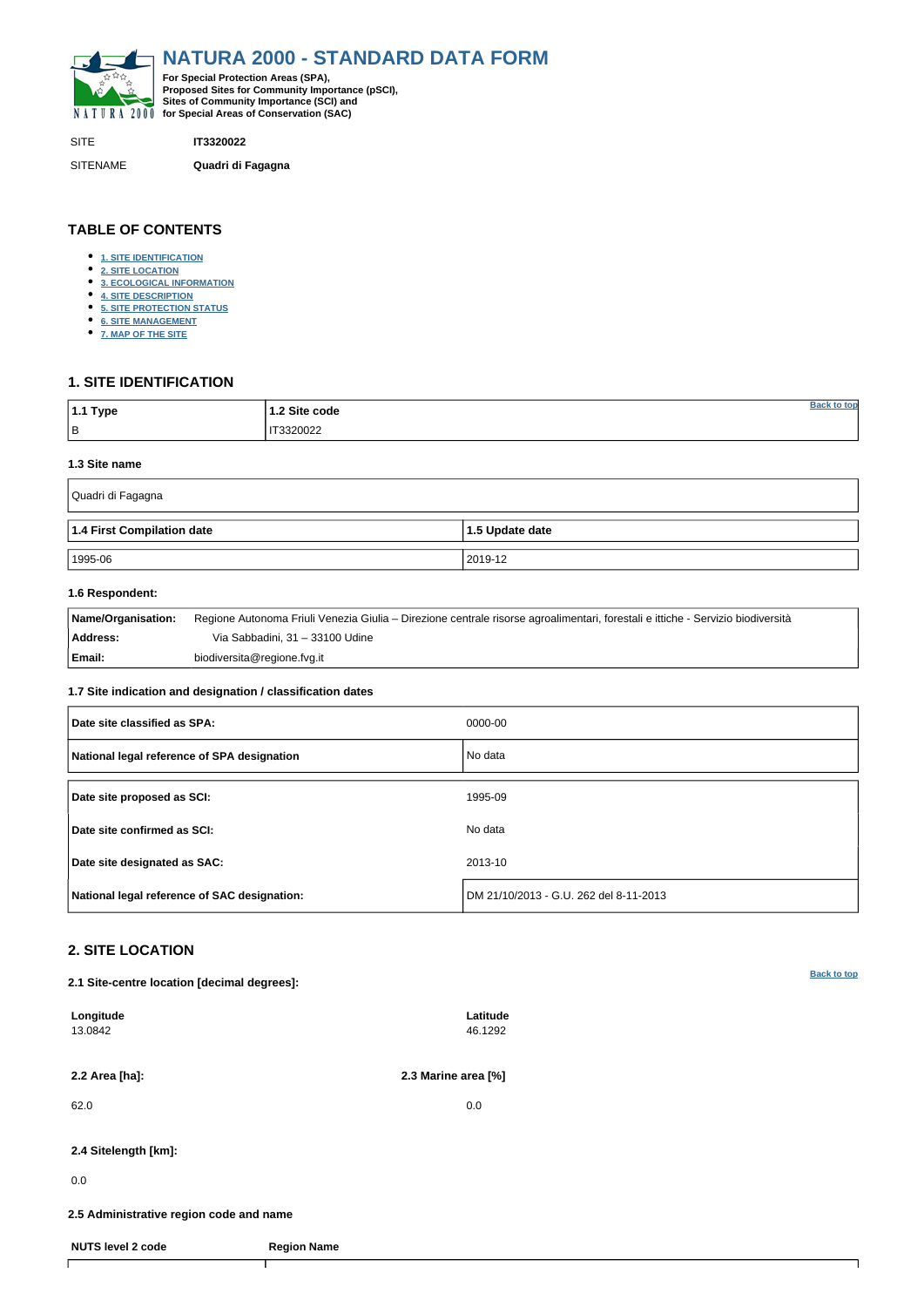# NATURA 2000 - STANDARD DATA FORM

**For Special Protection Areas (SPA), Proposed Sites for Community Importance (pSCI), Sites of Community Importance (SCI) and for Special Areas of Conservation (SAC)**

| | |
|---|---|
| SITE | **IT3320022** |
| SITENAME | **Quadri di Fagagna** |

## TABLE OF CONTENTS

- 1. SITE IDENTIFICATION
- 2. SITE LOCATION
- 3. ECOLOGICAL INFORMATION
- 4. SITE DESCRIPTION
- 5. SITE PROTECTION STATUS
- 6. SITE MANAGEMENT
- 7. MAP OF THE SITE

## 1. SITE IDENTIFICATION

| 1.1 Type | 1.2 Site code |
|---|---|
| B | IT3320022 |

### 1.3 Site name

Quadri di Fagagna

| 1.4 First Compilation date | 1.5 Update date |
|---|---|
| 1995-06 | 2019-12 |

### 1.6 Respondent:

| | |
|---|---|
| **Name/Organisation:** | Regione Autonoma Friuli Venezia Giulia – Direzione centrale risorse agroalimentari, forestali e ittiche - Servizio biodiversità |
| **Address:** | Via Sabbadini, 31 – 33100 Udine |
| **Email:** | biodiversita@regione.fvg.it |

### 1.7 Site indication and designation / classification dates

| | |
|---|---|
| **Date site classified as SPA:** | 0000-00 |
| **National legal reference of SPA designation** | No data |
| **Date site proposed as SCI:** | 1995-09 |
| **Date site confirmed as SCI:** | No data |
| **Date site designated as SAC:** | 2013-10 |
| **National legal reference of SAC designation:** | DM 21/10/2013 - G.U. 262 del 8-11-2013 |

## 2. SITE LOCATION

### 2.1 Site-centre location [decimal degrees]:

| Longitude | Latitude |
|---|---|
| 13.0842 | 46.1292 |

| 2.2 Area [ha]: | 2.3 Marine area [%] |
|---|---|
| 62.0 | 0.0 |

### 2.4 Sitelength [km]:

0.0

### 2.5 Administrative region code and name

| NUTS level 2 code | Region Name |
|---|---|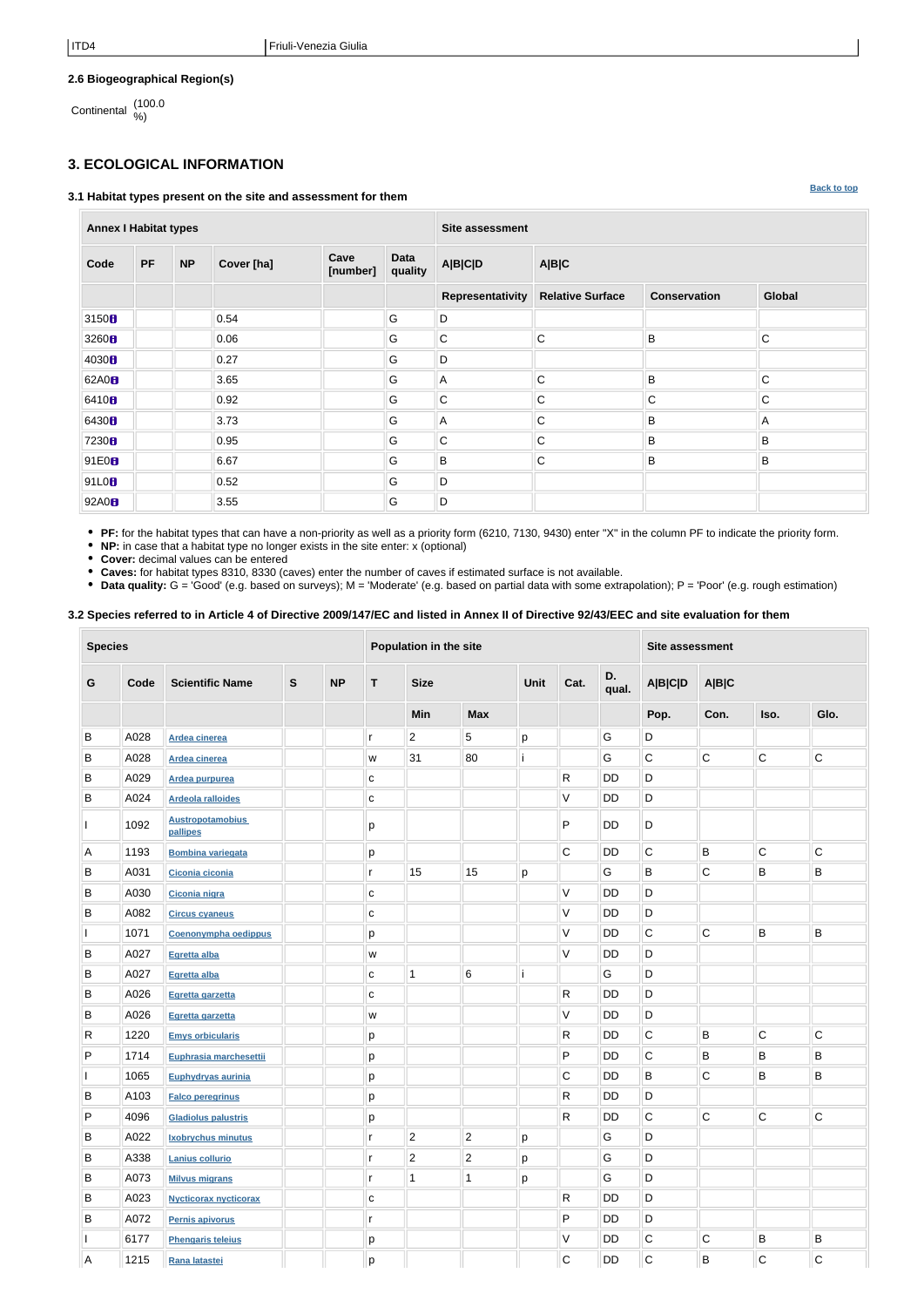| ITD4 | Friuli-Venezia Giulia |
|---|---|

**2.6 Biogeographical Region(s)**

Continental (100.0 %)

## 3. ECOLOGICAL INFORMATION

### 3.1 Habitat types present on the site and assessment for them

Back to top

| Annex I Habitat types | | | | | | Site assessment | | | |
|---|---|---|---|---|---|---|---|---|---|
| Code | PF | NP | Cover [ha] | Cave [number] | Data quality | A\|B\|C\|D | A\|B\|C | | |
| | | | | | | Representativity | Relative Surface | Conservation | Global |
| 3150 | | | 0.54 | | G | D | | | |
| 3260 | | | 0.06 | | G | C | C | B | C |
| 4030 | | | 0.27 | | G | D | | | |
| 62A0 | | | 3.65 | | G | A | C | B | C |
| 6410 | | | 0.92 | | G | C | C | C | C |
| 6430 | | | 3.73 | | G | A | C | B | A |
| 7230 | | | 0.95 | | G | C | C | B | B |
| 91E0 | | | 6.67 | | G | B | C | B | B |
| 91L0 | | | 0.52 | | G | D | | | |
| 92A0 | | | 3.55 | | G | D | | | |

- **PF:** for the habitat types that can have a non-priority as well as a priority form (6210, 7130, 9430) enter "X" in the column PF to indicate the priority form.
- **NP:** in case that a habitat type no longer exists in the site enter: x (optional)
- **Cover:** decimal values can be entered
- **Caves:** for habitat types 8310, 8330 (caves) enter the number of caves if estimated surface is not available.
- **Data quality:** G = 'Good' (e.g. based on surveys); M = 'Moderate' (e.g. based on partial data with some extrapolation); P = 'Poor' (e.g. rough estimation)

### 3.2 Species referred to in Article 4 of Directive 2009/147/EC and listed in Annex II of Directive 92/43/EEC and site evaluation for them

| Species | | | | | Population in the site | | | | | | Site assessment | | | |
|---|---|---|---|---|---|---|---|---|---|---|---|---|---|---|
| G | Code | Scientific Name | S | NP | T | Size | | Unit | Cat. | D. qual. | A\|B\|C\|D | A\|B\|C | | |
| | | | | | | Min | Max | | | | Pop. | Con. | Iso. | Glo. |
| B | A028 | Ardea cinerea | | | r | 2 | 5 | p | | G | D | | | |
| B | A028 | Ardea cinerea | | | w | 31 | 80 | i | | G | C | C | C | C |
| B | A029 | Ardea purpurea | | | c | | | | R | DD | D | | | |
| B | A024 | Ardeola ralloides | | | c | | | | V | DD | D | | | |
| I | 1092 | Austropotamobius pallipes | | | p | | | | P | DD | D | | | |
| A | 1193 | Bombina variegata | | | p | | | | C | DD | C | B | C | C |
| B | A031 | Ciconia ciconia | | | r | 15 | 15 | p | | G | B | C | B | B |
| B | A030 | Ciconia nigra | | | c | | | | V | DD | D | | | |
| B | A082 | Circus cyaneus | | | c | | | | V | DD | D | | | |
| I | 1071 | Coenonympha oedippus | | | p | | | | V | DD | C | C | B | B |
| B | A027 | Egretta alba | | | w | | | | V | DD | D | | | |
| B | A027 | Egretta alba | | | c | 1 | 6 | i | | G | D | | | |
| B | A026 | Egretta garzetta | | | c | | | | R | DD | D | | | |
| B | A026 | Egretta garzetta | | | w | | | | V | DD | D | | | |
| R | 1220 | Emys orbicularis | | | p | | | | R | DD | C | B | C | C |
| P | 1714 | Euphrasia marchesettii | | | p | | | | P | DD | C | B | B | B |
| I | 1065 | Euphydryas aurinia | | | p | | | | C | DD | B | C | B | B |
| B | A103 | Falco peregrinus | | | p | | | | R | DD | D | | | |
| P | 4096 | Gladiolus palustris | | | p | | | | R | DD | C | C | C | C |
| B | A022 | Ixobrychus minutus | | | r | 2 | 2 | p | | G | D | | | |
| B | A338 | Lanius collurio | | | r | 2 | 2 | p | | G | D | | | |
| B | A073 | Milvus migrans | | | r | 1 | 1 | p | | G | D | | | |
| B | A023 | Nycticorax nycticorax | | | c | | | | R | DD | D | | | |
| B | A072 | Pernis apivorus | | | r | | | | P | DD | D | | | |
| I | 6177 | Phengaris teleius | | | p | | | | V | DD | C | C | B | B |
| A | 1215 | Rana latastei | | | p | | | | C | DD | C | B | C | C |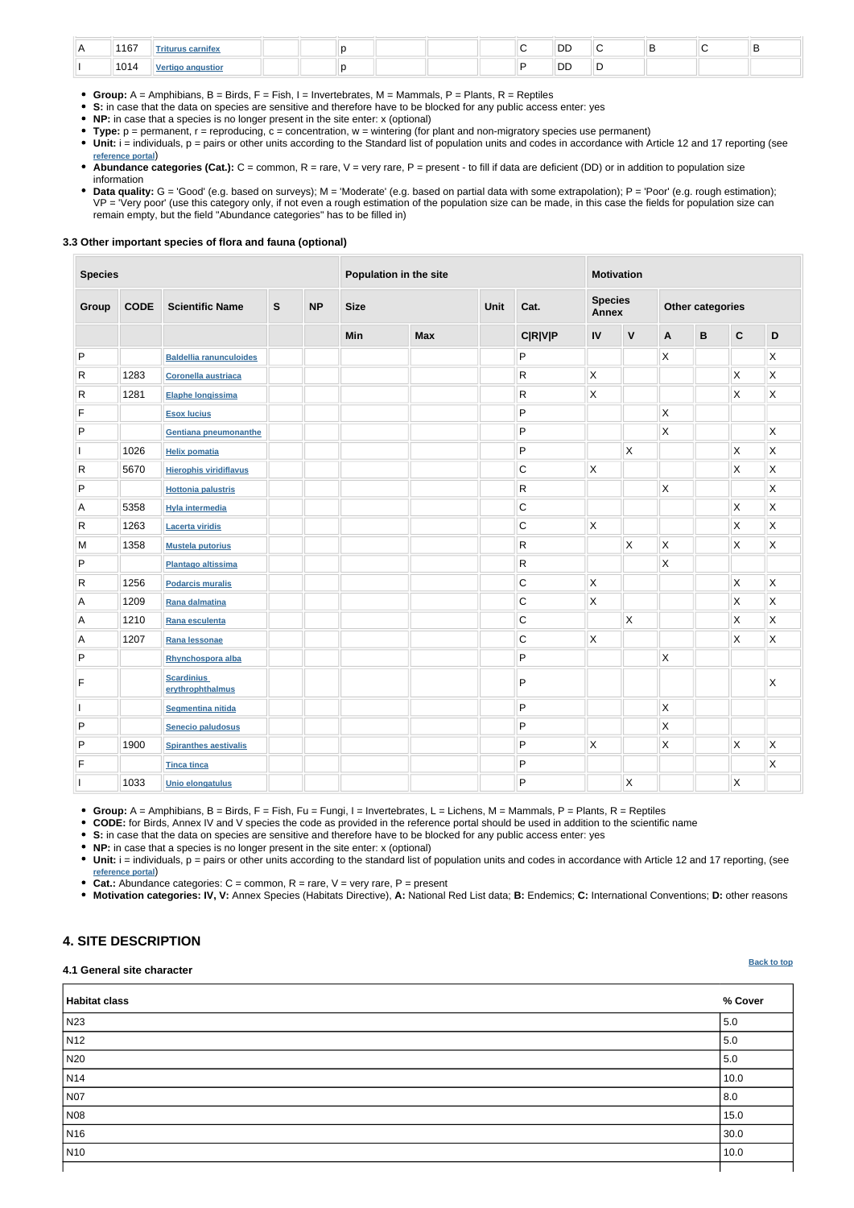| | | | | | | | | | | | | | | |
|---|---|---|---|---|---|---|---|---|---|---|---|---|---|---|
| A | 1167 | Triturus carnifex | | | p | | | | C | DD | C | B | C | B |
| I | 1014 | Vertigo angustior | | | p | | | | P | DD | D | | | |

- **Group:** A = Amphibians, B = Birds, F = Fish, I = Invertebrates, M = Mammals, P = Plants, R = Reptiles
- **S:** in case that the data on species are sensitive and therefore have to be blocked for any public access enter: yes
- **NP:** in case that a species is no longer present in the site enter: x (optional)
- **Type:** p = permanent, r = reproducing, c = concentration, w = wintering (for plant and non-migratory species use permanent)
- **Unit:** i = individuals, p = pairs or other units according to the Standard list of population units and codes in accordance with Article 12 and 17 reporting (see reference portal)
- **Abundance categories (Cat.):** C = common, R = rare, V = very rare, P = present - to fill if data are deficient (DD) or in addition to population size information
- **Data quality:** G = 'Good' (e.g. based on surveys); M = 'Moderate' (e.g. based on partial data with some extrapolation); P = 'Poor' (e.g. rough estimation); VP = 'Very poor' (use this category only, if not even a rough estimation of the population size can be made, in this case the fields for population size can remain empty, but the field "Abundance categories" has to be filled in)

### 3.3 Other important species of flora and fauna (optional)

| Species | | | | | Population in the site | | | | Motivation | | | | | |
|---|---|---|---|---|---|---|---|---|---|---|---|---|---|---|
| Group | CODE | Scientific Name | S | NP | Size | | Unit | Cat. | Species Annex | | Other categories | | | |
| | | | | | Min | Max | | C\|R\|V\|P | IV | V | A | B | C | D |
| P | | Baldellia ranunculoides | | | | | | P | | | X | | | X |
| R | 1283 | Coronella austriaca | | | | | | R | X | | | | X | X |
| R | 1281 | Elaphe longissima | | | | | | R | X | | | | X | X |
| F | | Esox lucius | | | | | | P | | | X | | | |
| P | | Gentiana pneumonanthe | | | | | | P | | | X | | | X |
| I | 1026 | Helix pomatia | | | | | | P | | X | | | X | X |
| R | 5670 | Hierophis viridiflavus | | | | | | C | X | | | | X | X |
| P | | Hottonia palustris | | | | | | R | | | X | | | X |
| A | 5358 | Hyla intermedia | | | | | | C | | | | | X | X |
| R | 1263 | Lacerta viridis | | | | | | C | X | | | | X | X |
| M | 1358 | Mustela putorius | | | | | | R | | X | X | | X | X |
| P | | Plantago altissima | | | | | | R | | | X | | | |
| R | 1256 | Podarcis muralis | | | | | | C | X | | | | X | X |
| A | 1209 | Rana dalmatina | | | | | | C | X | | | | X | X |
| A | 1210 | Rana esculenta | | | | | | C | | X | | | X | X |
| A | 1207 | Rana lessonae | | | | | | C | X | | | | X | X |
| P | | Rhynchospora alba | | | | | | P | | | X | | | |
| F | | Scardinius erythrophthalmus | | | | | | P | | | | | | X |
| I | | Segmentina nitida | | | | | | P | | | X | | | |
| P | | Senecio paludosus | | | | | | P | | | X | | | |
| P | 1900 | Spiranthes aestivalis | | | | | | P | X | | X | | X | X |
| F | | Tinca tinca | | | | | | P | | | | | | X |
| I | 1033 | Unio elongatulus | | | | | | P | | X | | | X | |

- **Group:** A = Amphibians, B = Birds, F = Fish, Fu = Fungi, I = Invertebrates, L = Lichens, M = Mammals, P = Plants, R = Reptiles
- **CODE:** for Birds, Annex IV and V species the code as provided in the reference portal should be used in addition to the scientific name
- **S:** in case that the data on species are sensitive and therefore have to be blocked for any public access enter: yes
- **NP:** in case that a species is no longer present in the site enter: x (optional)
- **Unit:** i = individuals, p = pairs or other units according to the standard list of population units and codes in accordance with Article 12 and 17 reporting, (see reference portal)
- **Cat.:** Abundance categories: C = common, R = rare, V = very rare, P = present
- **Motivation categories: IV, V:** Annex Species (Habitats Directive), **A:** National Red List data; **B:** Endemics; **C:** International Conventions; **D:** other reasons

## 4. SITE DESCRIPTION

### 4.1 General site character

Back to top

| Habitat class | % Cover |
|---|---|
| N23 | 5.0 |
| N12 | 5.0 |
| N20 | 5.0 |
| N14 | 10.0 |
| N07 | 8.0 |
| N08 | 15.0 |
| N16 | 30.0 |
| N10 | 10.0 |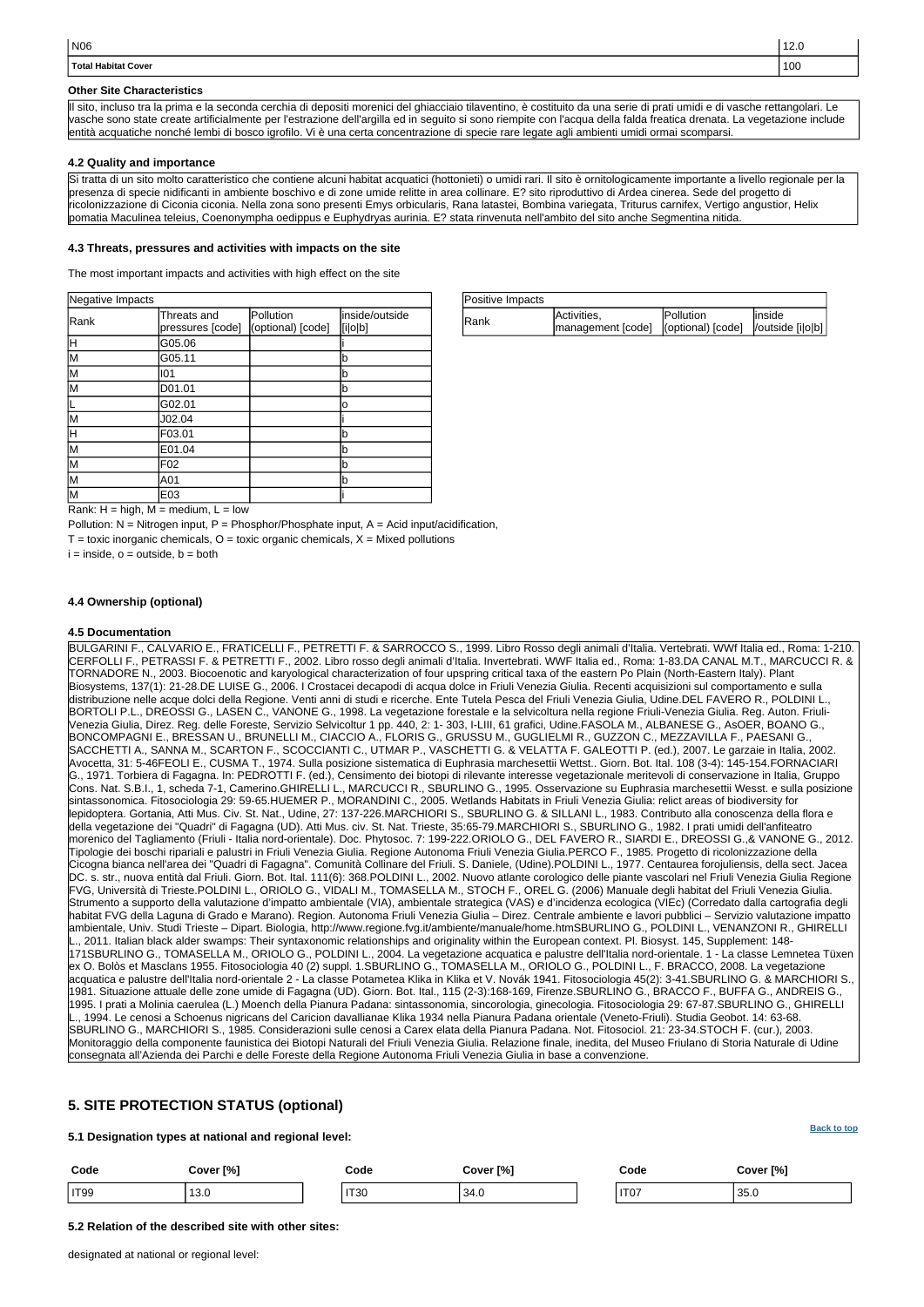| N06 | 12.0 |
|---|---|
| **Total Habitat Cover** | 100 |

**Other Site Characteristics**

Il sito, incluso tra la prima e la seconda cerchia di depositi morenici del ghiacciaio tilaventino, è costituito da una serie di prati umidi e di vasche rettangolari. Le vasche sono state create artificialmente per l'estrazione dell'argilla ed in seguito si sono riempite con l'acqua della falda freatica drenata. La vegetazione include entità acquatiche nonché lembi di bosco igrofilo. Vi è una certa concentrazione di specie rare legate agli ambienti umidi ormai scomparsi.

**4.2 Quality and importance**

Si tratta di un sito molto caratteristico che contiene alcuni habitat acquatici (hottonieti) o umidi rari. Il sito è ornitologicamente importante a livello regionale per la presenza di specie nidificanti in ambiente boschivo e di zone umide relitte in area collinare. E? sito riproduttivo di Ardea cinerea. Sede del progetto di ricolonizzazione di Ciconia ciconia. Nella zona sono presenti Emys orbicularis, Rana latastei, Bombina variegata, Triturus carnifex, Vertigo angustior, Helix pomatia Maculinea teleius, Coenonympha oedippus e Euphydryas aurinia. E? stata rinvenuta nell'ambito del sito anche Segmentina nitida.

**4.3 Threats, pressures and activities with impacts on the site**

The most important impacts and activities with high effect on the site

| Negative Impacts | | | |
|---|---|---|---|
| Rank | Threats and pressures [code] | Pollution (optional) [code] | inside/outside [i\|o\|b] |
| H | G05.06 | | i |
| M | G05.11 | | b |
| M | I01 | | b |
| M | D01.01 | | b |
| L | G02.01 | | o |
| M | J02.04 | | i |
| H | F03.01 | | b |
| M | E01.04 | | b |
| M | F02 | | b |
| M | A01 | | b |
| M | E03 | | i |

| Positive Impacts | | | |
|---|---|---|---|
| Rank | Activities, management [code] | Pollution (optional) [code] | inside /outside [i\|o\|b] |

Rank: H = high, M = medium, L = low

Pollution: N = Nitrogen input, P = Phosphor/Phosphate input, A = Acid input/acidification,

T = toxic inorganic chemicals, O = toxic organic chemicals, X = Mixed pollutions

i = inside, o = outside, b = both

**4.4 Ownership (optional)**

**4.5 Documentation**

BULGARINI F., CALVARIO E., FRATICELLI F., PETRETTI F. & SARROCCO S., 1999. Libro Rosso degli animali d'Italia. Vertebrati. WWf Italia ed., Roma: 1-210. CERFOLLI F., PETRASSI F. & PETRETTI F., 2002. Libro rosso degli animali d'Italia. Invertebrati. WWF Italia ed., Roma: 1-83.DA CANAL M.T., MARCUCCI R. & TORNADORE N., 2003. Biocoenotic and karyological characterization of four upspring critical taxa of the eastern Po Plain (North-Eastern Italy). Plant Biosystems, 137(1): 21-28.DE LUISE G., 2006. I Crostacei decapodi di acqua dolce in Friuli Venezia Giulia. Recenti acquisizioni sul comportamento e sulla distribuzione nelle acque dolci della Regione. Venti anni di studi e ricerche. Ente Tutela Pesca del Friuli Venezia Giulia, Udine.DEL FAVERO R., POLDINI L., BORTOLI P.L., DREOSSI G., LASEN C., VANONE G., 1998. La vegetazione forestale e la selvicoltura nella regione Friuli-Venezia Giulia. Reg. Auton. Friuli-Venezia Giulia, Direz. Reg. delle Foreste, Servizio Selvicoltur 1 pp. 440, 2: 1- 303, I-LIII, 61 grafici, Udine.FASOLA M., ALBANESE G., AsOER, BOANO G., BONCOMPAGNI E., BRESSAN U., BRUNELLI M., CIACCIO A., FLORIS G., GRUSSU M., GUGLIELMI R., GUZZON C., MEZZAVILLA F., PAESANI G., SACCHETTI A., SANNA M., SCARTON F., SCOCCIANTI C., UTMAR P., VASCHETTI G. & VELATTA F. GALEOTTI P. (ed.), 2007. Le garzaie in Italia, 2002. Avocetta, 31: 5-46FEOLI E., CUSMA T., 1974. Sulla posizione sistematica di Euphrasia marchesettii Wettst.. Giorn. Bot. Ital. 108 (3-4): 145-154.FORNACIARI G., 1971. Torbiera di Fagagna. In: PEDROTTI F. (ed.), Censimento dei biotopi di rilevante interesse vegetazionale meritevoli di conservazione in Italia, Gruppo Cons. Nat. S.B.I., 1, scheda 7-1, Camerino.GHIRELLI L., MARCUCCI R., SBURLINO G., 1995. Osservazione su Euphrasia marchesettii Wesst. e sulla posizione sintassonomica. Fitosociologia 29: 59-65.HUEMER P., MORANDINI C., 2005. Wetlands Habitats in Friuli Venezia Giulia: relict areas of biodiversity for lepidoptera. Gortania, Atti Mus. Civ. St. Nat., Udine, 27: 137-226.MARCHIORI S., SBURLINO G. & SILLANI L., 1983. Contributo alla conoscenza della flora e della vegetazione dei "Quadri" di Fagagna (UD). Atti Mus. civ. St. Nat. Trieste, 35:65-79.MARCHIORI S., SBURLINO G., 1982. I prati umidi dell'anfiteatro morenico del Tagliamento (Friuli - Italia nord-orientale). Doc. Phytosoc. 7: 199-222.ORIOLO G., DEL FAVERO R., SIARDI E., DREOSSI G.,& VANONE G., 2012. Tipologie dei boschi ripariali e palustri in Friuli Venezia Giulia. Regione Autonoma Friuli Venezia Giulia.PERCO F., 1985. Progetto di ricolonizzazione della Cicogna bianca nell'area dei "Quadri di Fagagna". Comunità Collinare del Friuli. S. Daniele, (Udine).POLDINI L., 1977. Centaurea forojuliensis, della sect. Jacea DC. s. str., nuova entità dal Friuli. Giorn. Bot. Ital. 111(6): 368.POLDINI L., 2002. Nuovo atlante corologico delle piante vascolari nel Friuli Venezia Giulia Regione FVG, Università di Trieste.POLDINI L., ORIOLO G., VIDALI M., TOMASELLA M., STOCH F., OREL G. (2006) Manuale degli habitat del Friuli Venezia Giulia. Strumento a supporto della valutazione d'impatto ambientale (VIA), ambientale strategica (VAS) e d'incidenza ecologica (VIEc) (Corredato dalla cartografia degli habitat FVG della Laguna di Grado e Marano). Region. Autonoma Friuli Venezia Giulia – Direz. Centrale ambiente e lavori pubblici – Servizio valutazione impatto ambientale, Univ. Studi Trieste – Dipart. Biologia, http://www.regione.fvg.it/ambiente/manuale/home.htmSBURLINO G., POLDINI L., VENANZONI R., GHIRELLI L., 2011. Italian black alder swamps: Their syntaxonomic relationships and originality within the European context. Pl. Biosyst. 145, Supplement: 148-171SBURLINO G., TOMASELLA M., ORIOLO G., POLDINI L., 2004. La vegetazione acquatica e palustre dell'Italia nord-orientale. 1 - La classe Lemnetea Tüxen ex O. Bolòs et Masclans 1955. Fitosociologia 40 (2) suppl. 1.SBURLINO G., TOMASELLA M., ORIOLO G., POLDINI L., F. BRACCO, 2008. La vegetazione acquatica e palustre dell'Italia nord-orientale 2 - La classe Potametea Klika in Klika et V. Novák 1941. Fitosociologia 45(2): 3-41.SBURLINO G. & MARCHIORI S., 1981. Situazione attuale delle zone umide di Fagagna (UD). Giorn. Bot. Ital., 115 (2-3):168-169, Firenze.SBURLINO G., BRACCO F., BUFFA G., ANDREIS G., 1995. I prati a Molinia caerulea (L.) Moench della Pianura Padana: sintassonomia, sincorologia, ginecologia. Fitosociologia 29: 67-87.SBURLINO G., GHIRELLI L., 1994. Le cenosi a Schoenus nigricans del Caricion davallianae Klika 1934 nella Pianura Padana orientale (Veneto-Friuli). Studia Geobot. 14: 63-68. SBURLINO G., MARCHIORI S., 1985. Considerazioni sulle cenosi a Carex elata della Pianura Padana. Not. Fitosociol. 21: 23-34.STOCH F. (cur.), 2003. Monitoraggio della componente faunistica dei Biotopi Naturali del Friuli Venezia Giulia. Relazione finale, inedita, del Museo Friulano di Storia Naturale di Udine consegnata all'Azienda dei Parchi e delle Foreste della Regione Autonoma Friuli Venezia Giulia in base a convenzione.

## 5. SITE PROTECTION STATUS (optional)

Back to top

**5.1 Designation types at national and regional level:**

| Code | Cover [%] | Code | Cover [%] | Code | Cover [%] |
|---|---|---|---|---|---|
| IT99 | 13.0 | IT30 | 34.0 | IT07 | 35.0 |

**5.2 Relation of the described site with other sites:**

designated at national or regional level: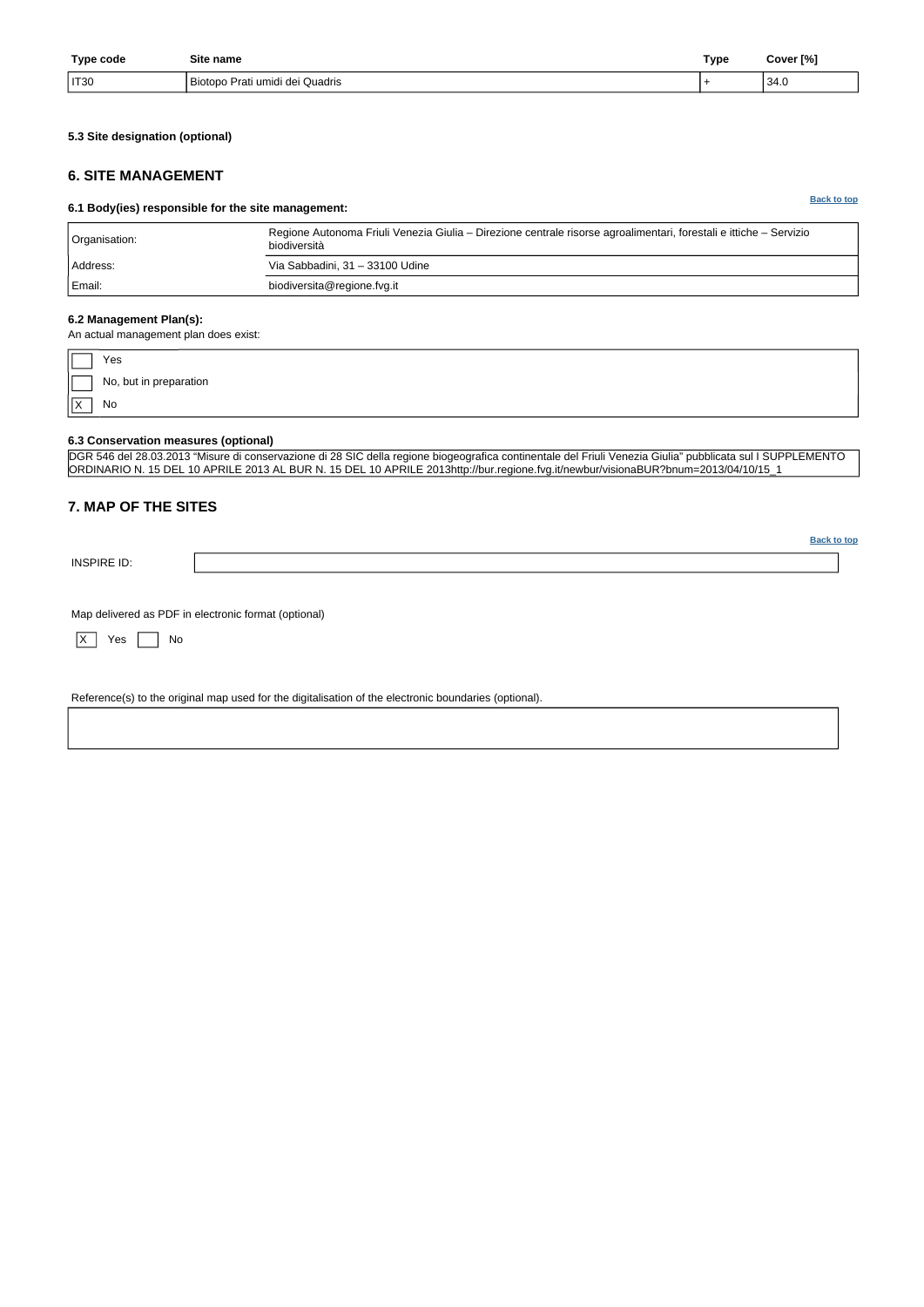| Type code | Site name | Type | Cover [%] |
|---|---|---|---|
| IT30 | Biotopo Prati umidi dei Quadris | + | 34.0 |

**5.3 Site designation (optional)**

## 6. SITE MANAGEMENT

**6.1 Body(ies) responsible for the site management:**

Back to top

| | |
|---|---|
| Organisation: | Regione Autonoma Friuli Venezia Giulia – Direzione centrale risorse agroalimentari, forestali e ittiche – Servizio biodiversità |
| Address: | Via Sabbadini, 31 – 33100 Udine |
| Email: | biodiversita@regione.fvg.it |

**6.2 Management Plan(s):**

An actual management plan does exist:

- [ ] Yes
- [ ] No, but in preparation
- [X] No

**6.3 Conservation measures (optional)**

DGR 546 del 28.03.2013 "Misure di conservazione di 28 SIC della regione biogeografica continentale del Friuli Venezia Giulia" pubblicata sul I SUPPLEMENTO ORDINARIO N. 15 DEL 10 APRILE 2013 AL BUR N. 15 DEL 10 APRILE 2013http://bur.regione.fvg.it/newbur/visionaBUR?bnum=2013/04/10/15_1

## 7. MAP OF THE SITES

Back to top

INSPIRE ID:

Map delivered as PDF in electronic format (optional)

[X] Yes [ ] No

Reference(s) to the original map used for the digitalisation of the electronic boundaries (optional).